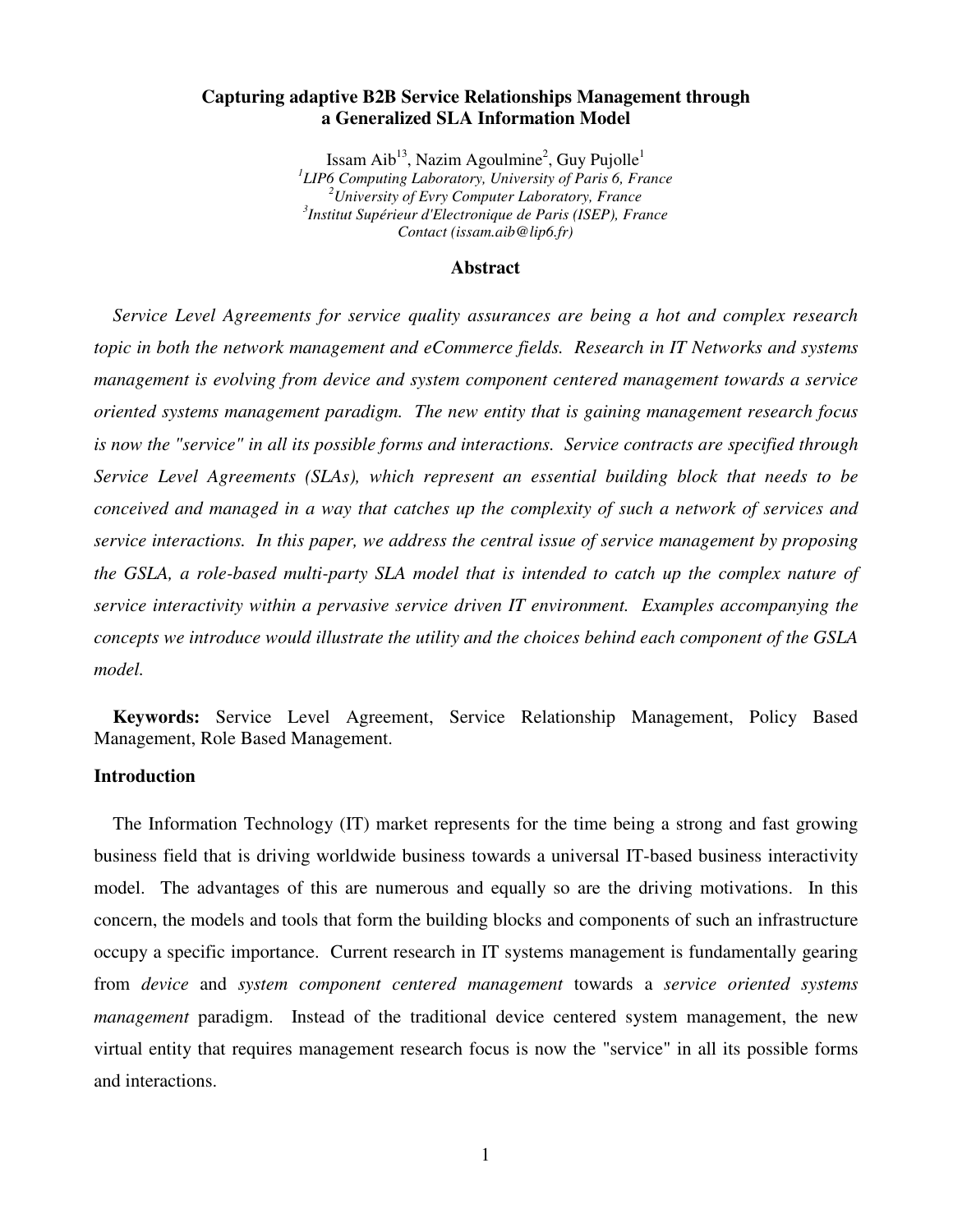# Capturing adaptive B2B Service Relationships Management through a Generalized SLA Information Model

Issam Aib[13], Nazim Agoulmine[2], Guy Pujolle[1]

*[1]LIP6 Computing Laboratory, University of Paris 6, France*
*[2]University of Evry Computer Laboratory, France*
*[3]Institut Supérieur d'Electronique de Paris (ISEP), France*
*Contact (issam.aib@lip6.fr)*

## Abstract

*Service Level Agreements for service quality assurances are being a hot and complex research topic in both the network management and eCommerce fields. Research in IT Networks and systems management is evolving from device and system component centered management towards a service oriented systems management paradigm. The new entity that is gaining management research focus is now the "service" in all its possible forms and interactions. Service contracts are specified through Service Level Agreements (SLAs), which represent an essential building block that needs to be conceived and managed in a way that catches up the complexity of such a network of services and service interactions. In this paper, we address the central issue of service management by proposing the GSLA, a role-based multi-party SLA model that is intended to catch up the complex nature of service interactivity within a pervasive service driven IT environment. Examples accompanying the concepts we introduce would illustrate the utility and the choices behind each component of the GSLA model.*

**Keywords:** Service Level Agreement, Service Relationship Management, Policy Based Management, Role Based Management.

## Introduction

The Information Technology (IT) market represents for the time being a strong and fast growing business field that is driving worldwide business towards a universal IT-based business interactivity model. The advantages of this are numerous and equally so are the driving motivations. In this concern, the models and tools that form the building blocks and components of such an infrastructure occupy a specific importance. Current research in IT systems management is fundamentally gearing from *device* and *system component centered management* towards a *service oriented systems management* paradigm. Instead of the traditional device centered system management, the new virtual entity that requires management research focus is now the "service" in all its possible forms and interactions.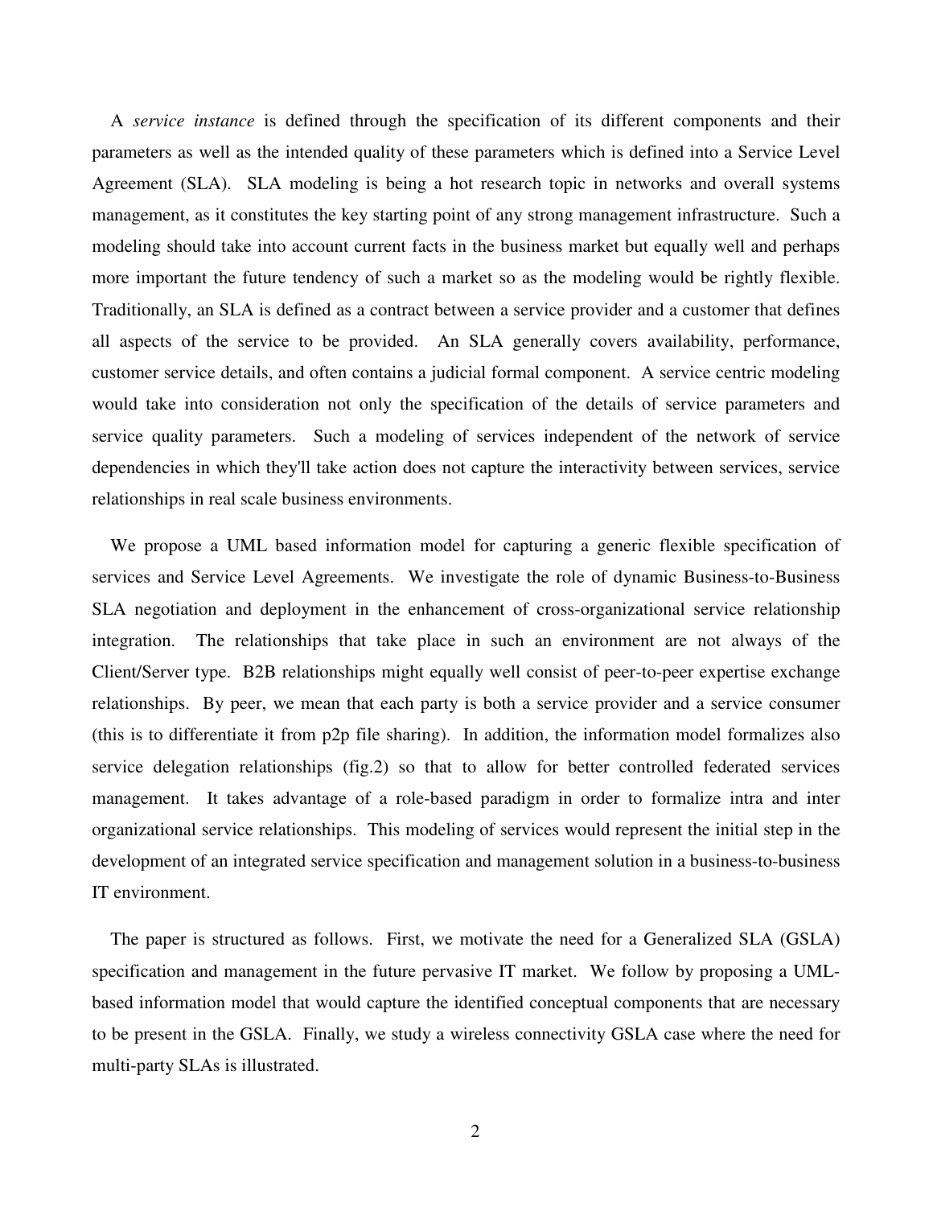A *service instance* is defined through the specification of its different components and their parameters as well as the intended quality of these parameters which is defined into a Service Level Agreement (SLA). SLA modeling is being a hot research topic in networks and overall systems management, as it constitutes the key starting point of any strong management infrastructure. Such a modeling should take into account current facts in the business market but equally well and perhaps more important the future tendency of such a market so as the modeling would be rightly flexible. Traditionally, an SLA is defined as a contract between a service provider and a customer that defines all aspects of the service to be provided. An SLA generally covers availability, performance, customer service details, and often contains a judicial formal component. A service centric modeling would take into consideration not only the specification of the details of service parameters and service quality parameters. Such a modeling of services independent of the network of service dependencies in which they'll take action does not capture the interactivity between services, service relationships in real scale business environments.

We propose a UML based information model for capturing a generic flexible specification of services and Service Level Agreements. We investigate the role of dynamic Business-to-Business SLA negotiation and deployment in the enhancement of cross-organizational service relationship integration. The relationships that take place in such an environment are not always of the Client/Server type. B2B relationships might equally well consist of peer-to-peer expertise exchange relationships. By peer, we mean that each party is both a service provider and a service consumer (this is to differentiate it from p2p file sharing). In addition, the information model formalizes also service delegation relationships (fig.2) so that to allow for better controlled federated services management. It takes advantage of a role-based paradigm in order to formalize intra and inter organizational service relationships. This modeling of services would represent the initial step in the development of an integrated service specification and management solution in a business-to-business IT environment.

The paper is structured as follows. First, we motivate the need for a Generalized SLA (GSLA) specification and management in the future pervasive IT market. We follow by proposing a UML-based information model that would capture the identified conceptual components that are necessary to be present in the GSLA. Finally, we study a wireless connectivity GSLA case where the need for multi-party SLAs is illustrated.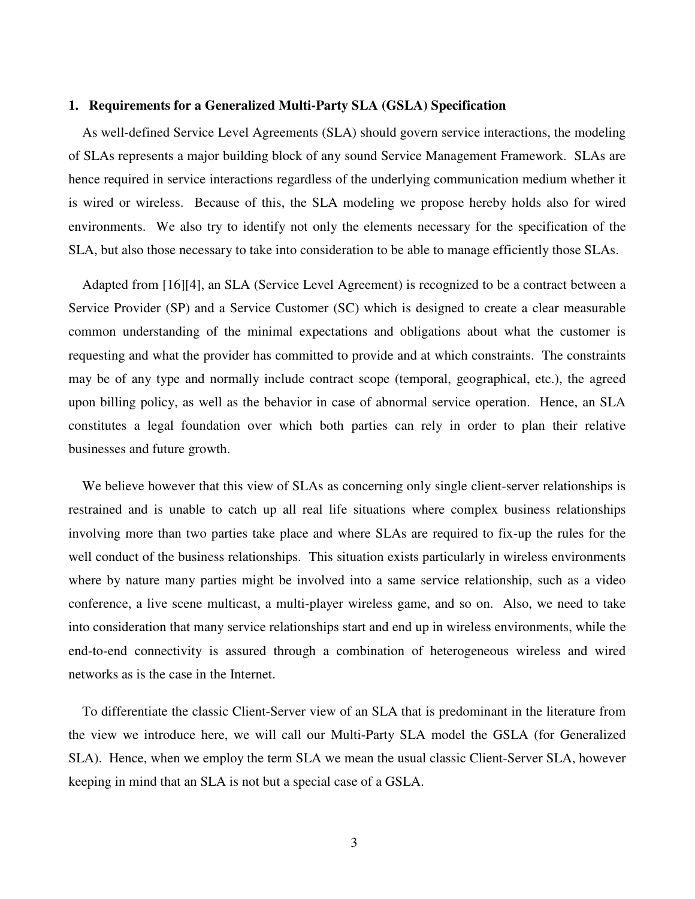## 1. Requirements for a Generalized Multi-Party SLA (GSLA) Specification

As well-defined Service Level Agreements (SLA) should govern service interactions, the modeling of SLAs represents a major building block of any sound Service Management Framework. SLAs are hence required in service interactions regardless of the underlying communication medium whether it is wired or wireless. Because of this, the SLA modeling we propose hereby holds also for wired environments. We also try to identify not only the elements necessary for the specification of the SLA, but also those necessary to take into consideration to be able to manage efficiently those SLAs.

Adapted from [16][4], an SLA (Service Level Agreement) is recognized to be a contract between a Service Provider (SP) and a Service Customer (SC) which is designed to create a clear measurable common understanding of the minimal expectations and obligations about what the customer is requesting and what the provider has committed to provide and at which constraints. The constraints may be of any type and normally include contract scope (temporal, geographical, etc.), the agreed upon billing policy, as well as the behavior in case of abnormal service operation. Hence, an SLA constitutes a legal foundation over which both parties can rely in order to plan their relative businesses and future growth.

We believe however that this view of SLAs as concerning only single client-server relationships is restrained and is unable to catch up all real life situations where complex business relationships involving more than two parties take place and where SLAs are required to fix-up the rules for the well conduct of the business relationships. This situation exists particularly in wireless environments where by nature many parties might be involved into a same service relationship, such as a video conference, a live scene multicast, a multi-player wireless game, and so on. Also, we need to take into consideration that many service relationships start and end up in wireless environments, while the end-to-end connectivity is assured through a combination of heterogeneous wireless and wired networks as is the case in the Internet.

To differentiate the classic Client-Server view of an SLA that is predominant in the literature from the view we introduce here, we will call our Multi-Party SLA model the GSLA (for Generalized SLA). Hence, when we employ the term SLA we mean the usual classic Client-Server SLA, however keeping in mind that an SLA is not but a special case of a GSLA.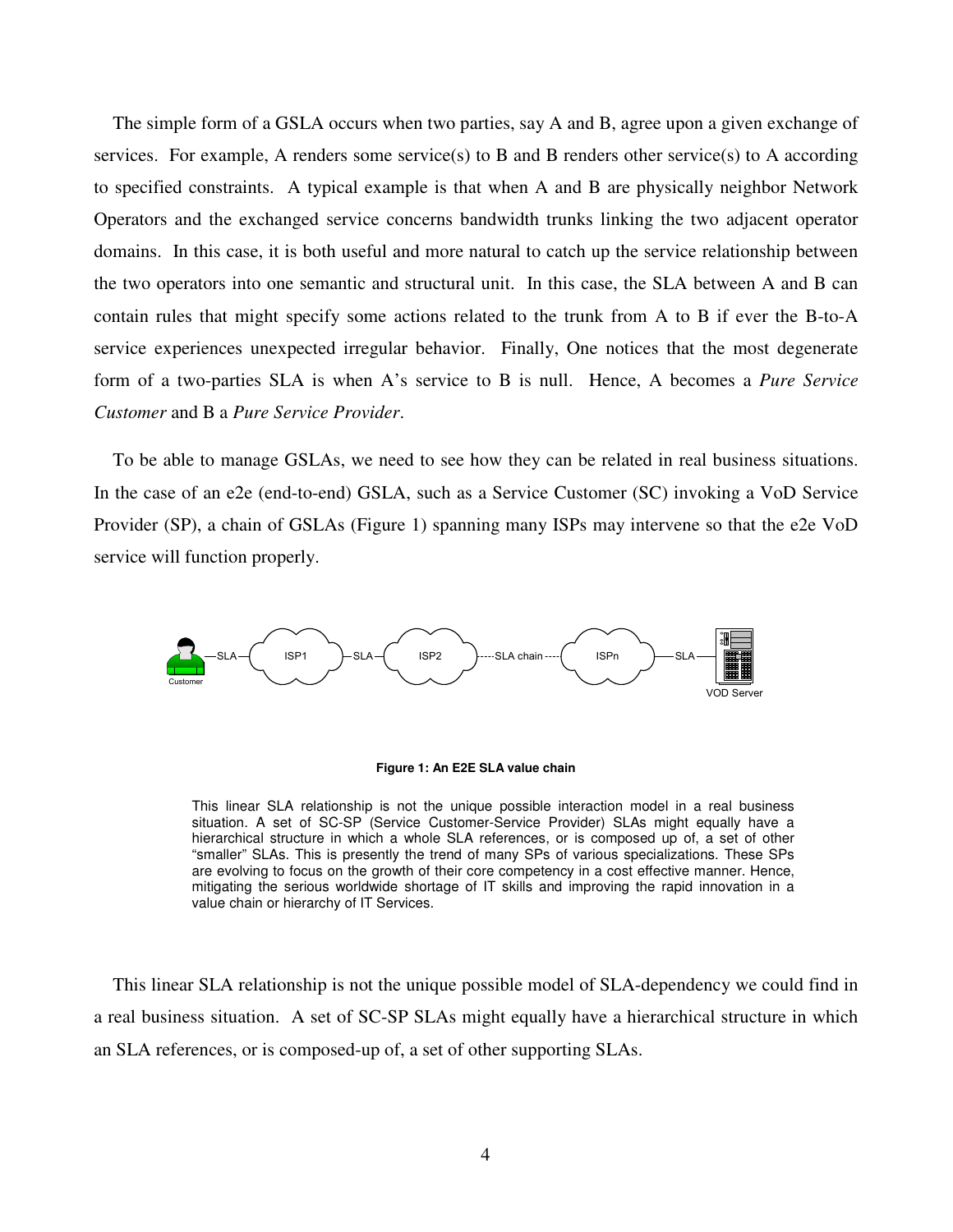The simple form of a GSLA occurs when two parties, say A and B, agree upon a given exchange of services. For example, A renders some service(s) to B and B renders other service(s) to A according to specified constraints. A typical example is that when A and B are physically neighbor Network Operators and the exchanged service concerns bandwidth trunks linking the two adjacent operator domains. In this case, it is both useful and more natural to catch up the service relationship between the two operators into one semantic and structural unit. In this case, the SLA between A and B can contain rules that might specify some actions related to the trunk from A to B if ever the B-to-A service experiences unexpected irregular behavior. Finally, One notices that the most degenerate form of a two-parties SLA is when A's service to B is null. Hence, A becomes a *Pure Service Customer* and B a *Pure Service Provider*.

To be able to manage GSLAs, we need to see how they can be related in real business situations. In the case of an e2e (end-to-end) GSLA, such as a Service Customer (SC) invoking a VoD Service Provider (SP), a chain of GSLAs (Figure 1) spanning many ISPs may intervene so that the e2e VoD service will function properly.

Customer —SLA— ISP1 —SLA— ISP2 ----SLA chain---- ISPn —SLA— VOD Server

**Figure 1: An E2E SLA value chain**

This linear SLA relationship is not the unique possible interaction model in a real business situation. A set of SC-SP (Service Customer-Service Provider) SLAs might equally have a hierarchical structure in which a whole SLA references, or is composed up of, a set of other "smaller" SLAs. This is presently the trend of many SPs of various specializations. These SPs are evolving to focus on the growth of their core competency in a cost effective manner. Hence, mitigating the serious worldwide shortage of IT skills and improving the rapid innovation in a value chain or hierarchy of IT Services.

This linear SLA relationship is not the unique possible model of SLA-dependency we could find in a real business situation. A set of SC-SP SLAs might equally have a hierarchical structure in which an SLA references, or is composed-up of, a set of other supporting SLAs.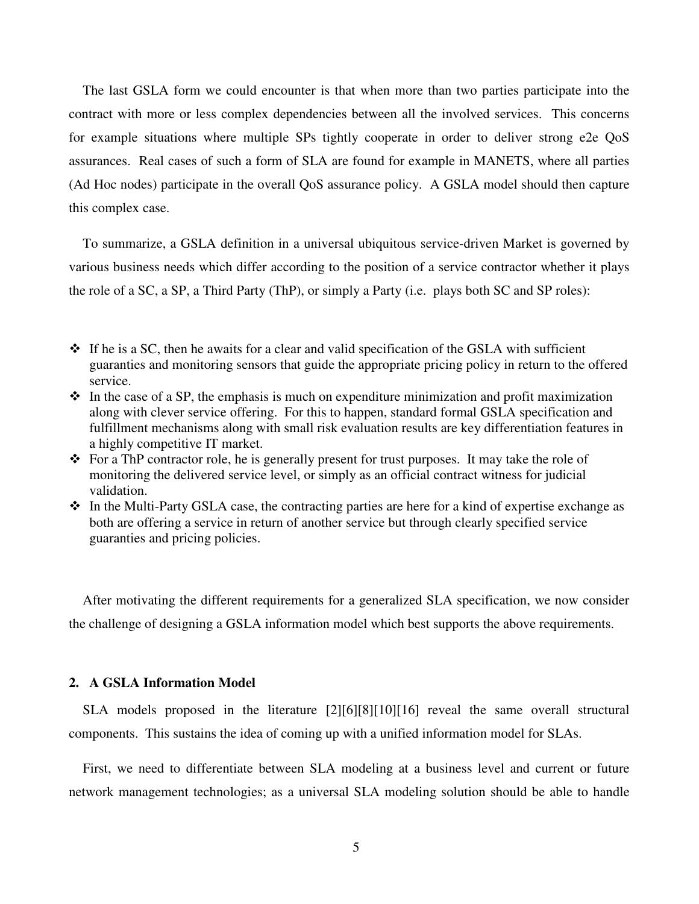The last GSLA form we could encounter is that when more than two parties participate into the contract with more or less complex dependencies between all the involved services. This concerns for example situations where multiple SPs tightly cooperate in order to deliver strong e2e QoS assurances. Real cases of such a form of SLA are found for example in MANETS, where all parties (Ad Hoc nodes) participate in the overall QoS assurance policy. A GSLA model should then capture this complex case.

To summarize, a GSLA definition in a universal ubiquitous service-driven Market is governed by various business needs which differ according to the position of a service contractor whether it plays the role of a SC, a SP, a Third Party (ThP), or simply a Party (i.e. plays both SC and SP roles):

- If he is a SC, then he awaits for a clear and valid specification of the GSLA with sufficient guaranties and monitoring sensors that guide the appropriate pricing policy in return to the offered service.
- In the case of a SP, the emphasis is much on expenditure minimization and profit maximization along with clever service offering. For this to happen, standard formal GSLA specification and fulfillment mechanisms along with small risk evaluation results are key differentiation features in a highly competitive IT market.
- For a ThP contractor role, he is generally present for trust purposes. It may take the role of monitoring the delivered service level, or simply as an official contract witness for judicial validation.
- In the Multi-Party GSLA case, the contracting parties are here for a kind of expertise exchange as both are offering a service in return of another service but through clearly specified service guaranties and pricing policies.

After motivating the different requirements for a generalized SLA specification, we now consider the challenge of designing a GSLA information model which best supports the above requirements.

## 2. A GSLA Information Model

SLA models proposed in the literature [2][6][8][10][16] reveal the same overall structural components. This sustains the idea of coming up with a unified information model for SLAs.

First, we need to differentiate between SLA modeling at a business level and current or future network management technologies; as a universal SLA modeling solution should be able to handle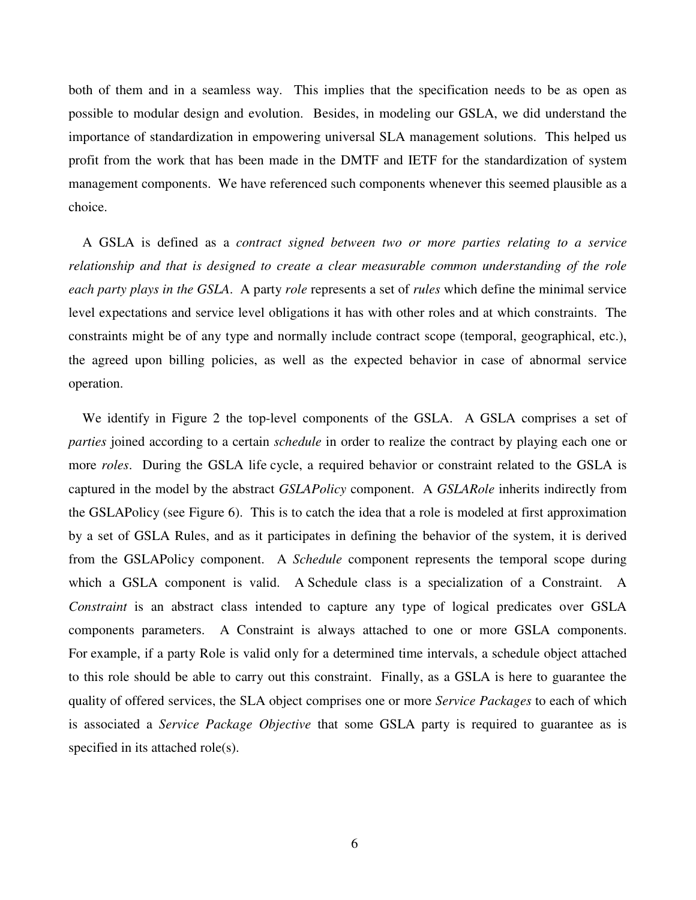both of them and in a seamless way. This implies that the specification needs to be as open as possible to modular design and evolution. Besides, in modeling our GSLA, we did understand the importance of standardization in empowering universal SLA management solutions. This helped us profit from the work that has been made in the DMTF and IETF for the standardization of system management components. We have referenced such components whenever this seemed plausible as a choice.

A GSLA is defined as a *contract signed between two or more parties relating to a service relationship and that is designed to create a clear measurable common understanding of the role each party plays in the GSLA*. A party *role* represents a set of *rules* which define the minimal service level expectations and service level obligations it has with other roles and at which constraints. The constraints might be of any type and normally include contract scope (temporal, geographical, etc.), the agreed upon billing policies, as well as the expected behavior in case of abnormal service operation.

We identify in Figure 2 the top-level components of the GSLA. A GSLA comprises a set of *parties* joined according to a certain *schedule* in order to realize the contract by playing each one or more *roles*. During the GSLA life cycle, a required behavior or constraint related to the GSLA is captured in the model by the abstract *GSLAPolicy* component. A *GSLARole* inherits indirectly from the GSLAPolicy (see Figure 6). This is to catch the idea that a role is modeled at first approximation by a set of GSLA Rules, and as it participates in defining the behavior of the system, it is derived from the GSLAPolicy component. A *Schedule* component represents the temporal scope during which a GSLA component is valid. A Schedule class is a specialization of a Constraint. A *Constraint* is an abstract class intended to capture any type of logical predicates over GSLA components parameters. A Constraint is always attached to one or more GSLA components. For example, if a party Role is valid only for a determined time intervals, a schedule object attached to this role should be able to carry out this constraint. Finally, as a GSLA is here to guarantee the quality of offered services, the SLA object comprises one or more *Service Packages* to each of which is associated a *Service Package Objective* that some GSLA party is required to guarantee as is specified in its attached role(s).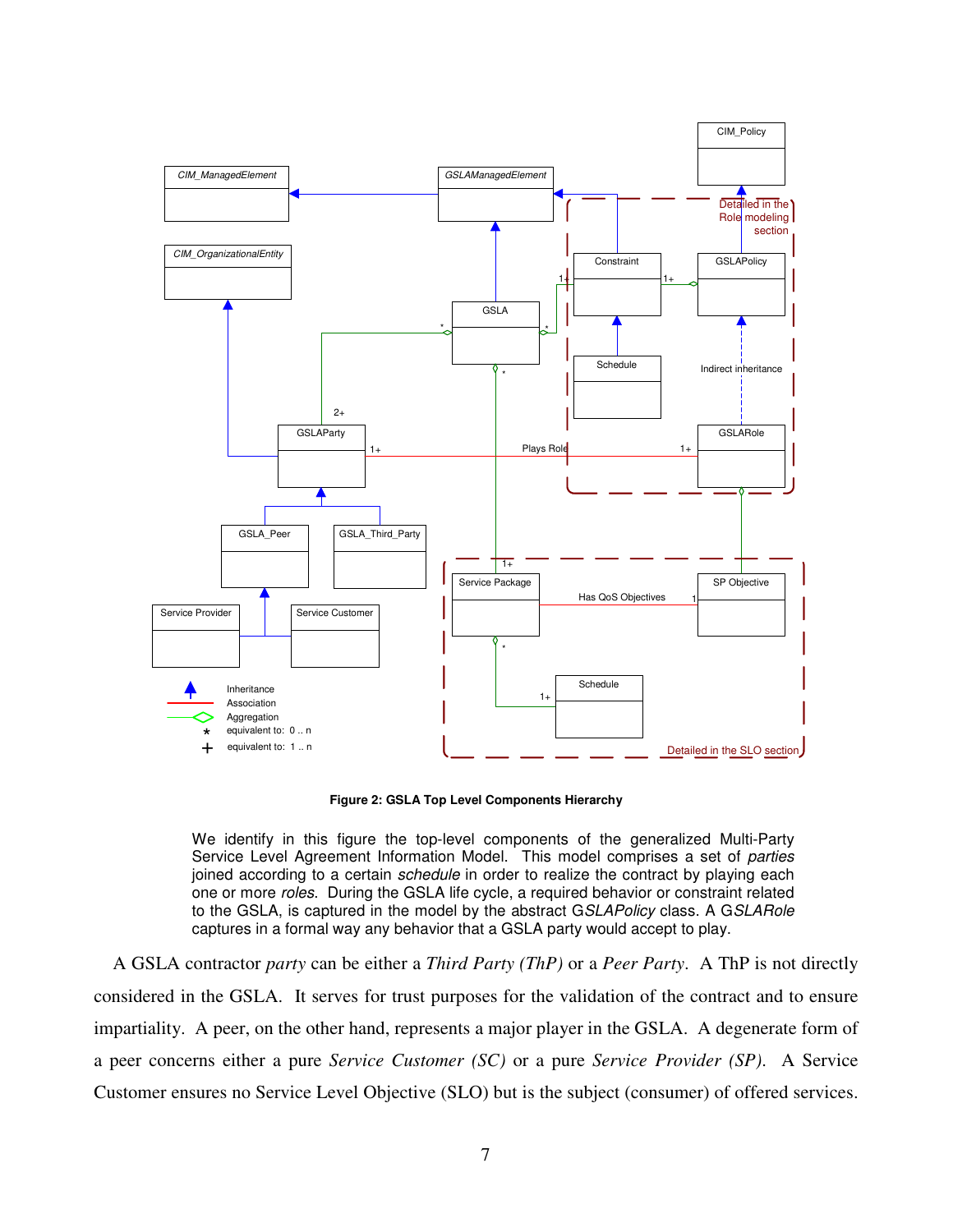**Figure 2: GSLA Top Level Components Hierarchy**

We identify in this figure the top-level components of the generalized Multi-Party Service Level Agreement Information Model. This model comprises a set of *parties* joined according to a certain *schedule* in order to realize the contract by playing each one or more *roles*. During the GSLA life cycle, a required behavior or constraint related to the GSLA, is captured in the model by the abstract G*SLAPolicy* class. A G*SLARole* captures in a formal way any behavior that a GSLA party would accept to play.

A GSLA contractor *party* can be either a *Third Party (ThP)* or a *Peer Party*. A ThP is not directly considered in the GSLA. It serves for trust purposes for the validation of the contract and to ensure impartiality. A peer, on the other hand, represents a major player in the GSLA. A degenerate form of a peer concerns either a pure *Service Customer (SC)* or a pure *Service Provider (SP)*. A Service Customer ensures no Service Level Objective (SLO) but is the subject (consumer) of offered services.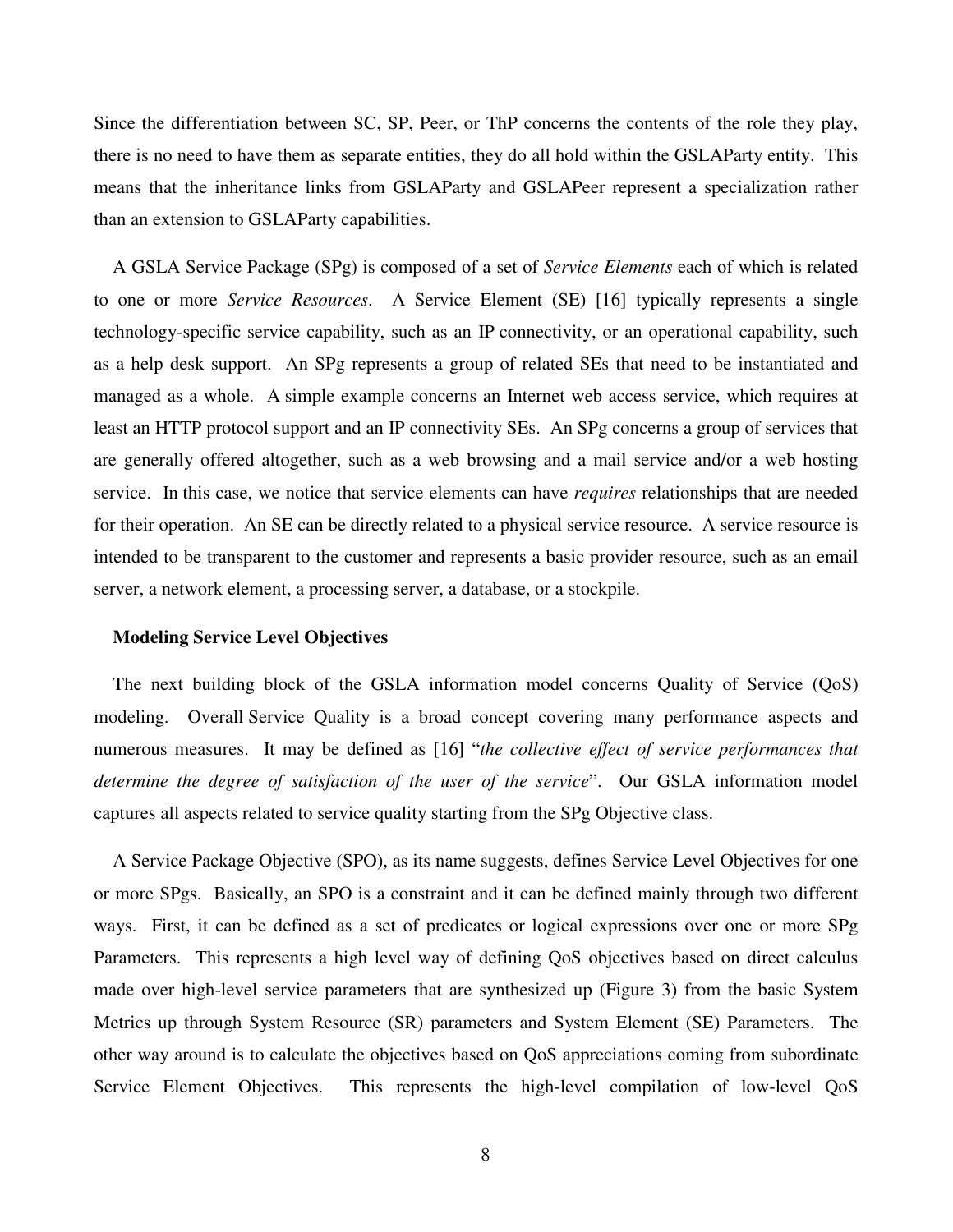Since the differentiation between SC, SP, Peer, or ThP concerns the contents of the role they play, there is no need to have them as separate entities, they do all hold within the GSLAParty entity. This means that the inheritance links from GSLAParty and GSLAPeer represent a specialization rather than an extension to GSLAParty capabilities.

A GSLA Service Package (SPg) is composed of a set of *Service Elements* each of which is related to one or more *Service Resources*. A Service Element (SE) [16] typically represents a single technology-specific service capability, such as an IP connectivity, or an operational capability, such as a help desk support. An SPg represents a group of related SEs that need to be instantiated and managed as a whole. A simple example concerns an Internet web access service, which requires at least an HTTP protocol support and an IP connectivity SEs. An SPg concerns a group of services that are generally offered altogether, such as a web browsing and a mail service and/or a web hosting service. In this case, we notice that service elements can have *requires* relationships that are needed for their operation. An SE can be directly related to a physical service resource. A service resource is intended to be transparent to the customer and represents a basic provider resource, such as an email server, a network element, a processing server, a database, or a stockpile.

**Modeling Service Level Objectives**

The next building block of the GSLA information model concerns Quality of Service (QoS) modeling. Overall Service Quality is a broad concept covering many performance aspects and numerous measures. It may be defined as [16] "*the collective effect of service performances that determine the degree of satisfaction of the user of the service*". Our GSLA information model captures all aspects related to service quality starting from the SPg Objective class.

A Service Package Objective (SPO), as its name suggests, defines Service Level Objectives for one or more SPgs. Basically, an SPO is a constraint and it can be defined mainly through two different ways. First, it can be defined as a set of predicates or logical expressions over one or more SPg Parameters. This represents a high level way of defining QoS objectives based on direct calculus made over high-level service parameters that are synthesized up (Figure 3) from the basic System Metrics up through System Resource (SR) parameters and System Element (SE) Parameters. The other way around is to calculate the objectives based on QoS appreciations coming from subordinate Service Element Objectives. This represents the high-level compilation of low-level QoS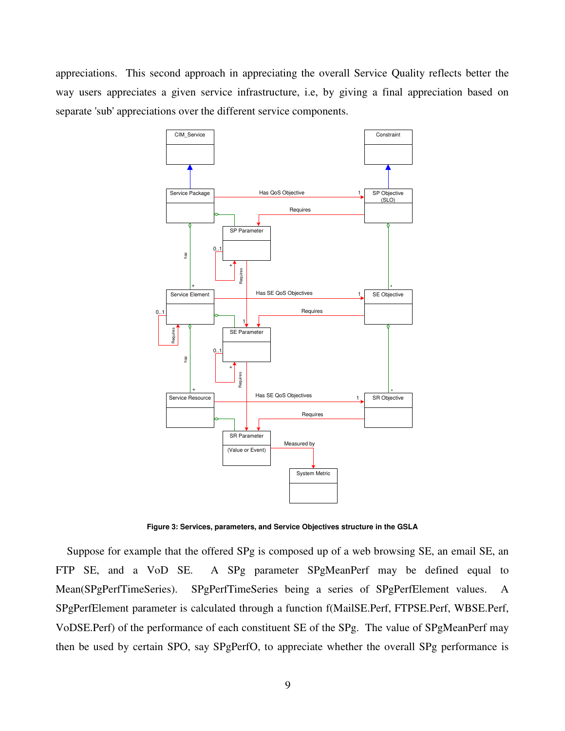appreciations. This second approach in appreciating the overall Service Quality reflects better the way users appreciates a given service infrastructure, i.e, by giving a final appreciation based on separate 'sub' appreciations over the different service components.

**Figure 3: Services, parameters, and Service Objectives structure in the GSLA**

Suppose for example that the offered SPg is composed up of a web browsing SE, an email SE, an FTP SE, and a VoD SE. A SPg parameter SPgMeanPerf may be defined equal to Mean(SPgPerfTimeSeries). SPgPerfTimeSeries being a series of SPgPerfElement values. A SPgPerfElement parameter is calculated through a function f(MailSE.Perf, FTPSE.Perf, WBSE.Perf, VoDSE.Perf) of the performance of each constituent SE of the SPg. The value of SPgMeanPerf may then be used by certain SPO, say SPgPerfO, to appreciate whether the overall SPg performance is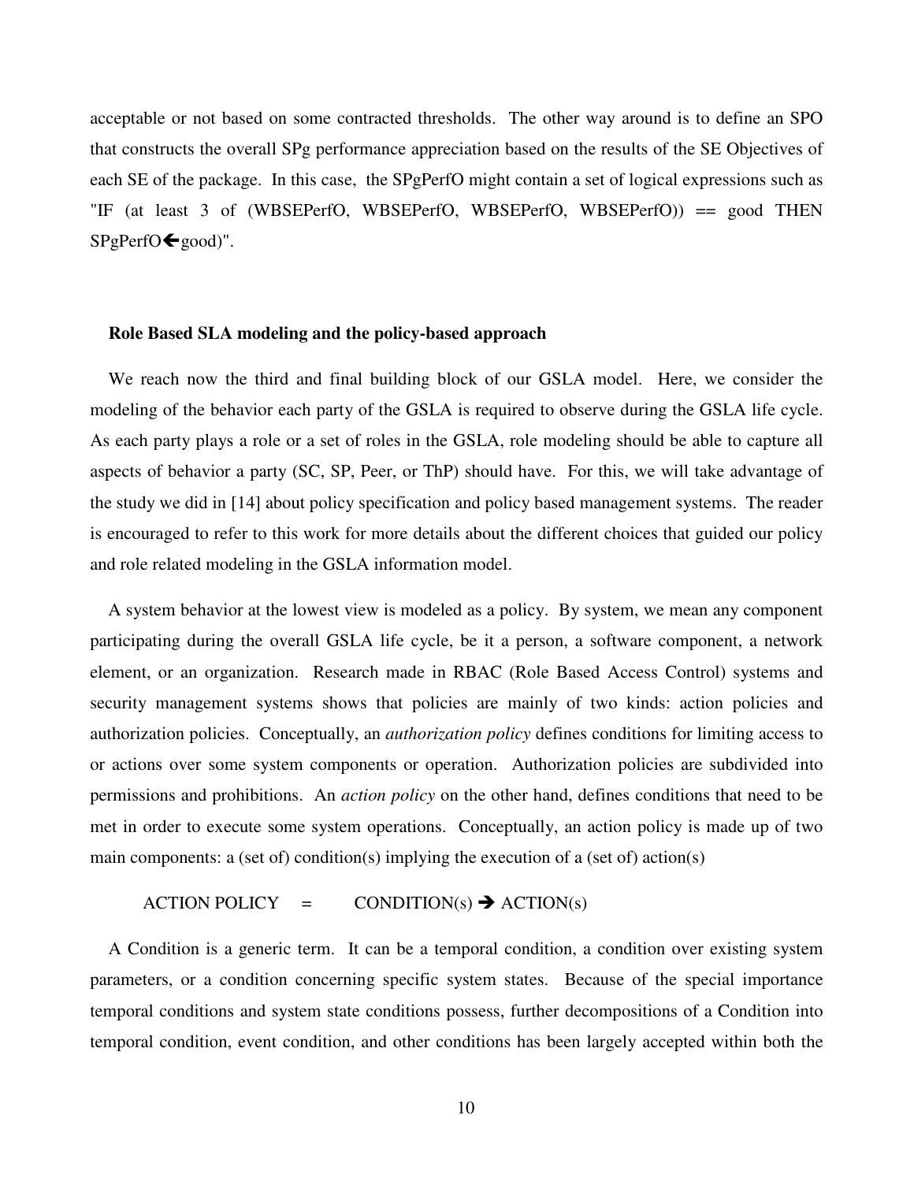acceptable or not based on some contracted thresholds. The other way around is to define an SPO that constructs the overall SPg performance appreciation based on the results of the SE Objectives of each SE of the package. In this case, the SPgPerfO might contain a set of logical expressions such as "IF (at least 3 of (WBSEPerfO, WBSEPerfO, WBSEPerfO, WBSEPerfO)) == good THEN SPgPerfO🡐good)".

### Role Based SLA modeling and the policy-based approach

We reach now the third and final building block of our GSLA model. Here, we consider the modeling of the behavior each party of the GSLA is required to observe during the GSLA life cycle. As each party plays a role or a set of roles in the GSLA, role modeling should be able to capture all aspects of behavior a party (SC, SP, Peer, or ThP) should have. For this, we will take advantage of the study we did in [14] about policy specification and policy based management systems. The reader is encouraged to refer to this work for more details about the different choices that guided our policy and role related modeling in the GSLA information model.

A system behavior at the lowest view is modeled as a policy. By system, we mean any component participating during the overall GSLA life cycle, be it a person, a software component, a network element, or an organization. Research made in RBAC (Role Based Access Control) systems and security management systems shows that policies are mainly of two kinds: action policies and authorization policies. Conceptually, an *authorization policy* defines conditions for limiting access to or actions over some system components or operation. Authorization policies are subdivided into permissions and prohibitions. An *action policy* on the other hand, defines conditions that need to be met in order to execute some system operations. Conceptually, an action policy is made up of two main components: a (set of) condition(s) implying the execution of a (set of) action(s)

ACTION POLICY = CONDITION(s) ➔ ACTION(s)

A Condition is a generic term. It can be a temporal condition, a condition over existing system parameters, or a condition concerning specific system states. Because of the special importance temporal conditions and system state conditions possess, further decompositions of a Condition into temporal condition, event condition, and other conditions has been largely accepted within both the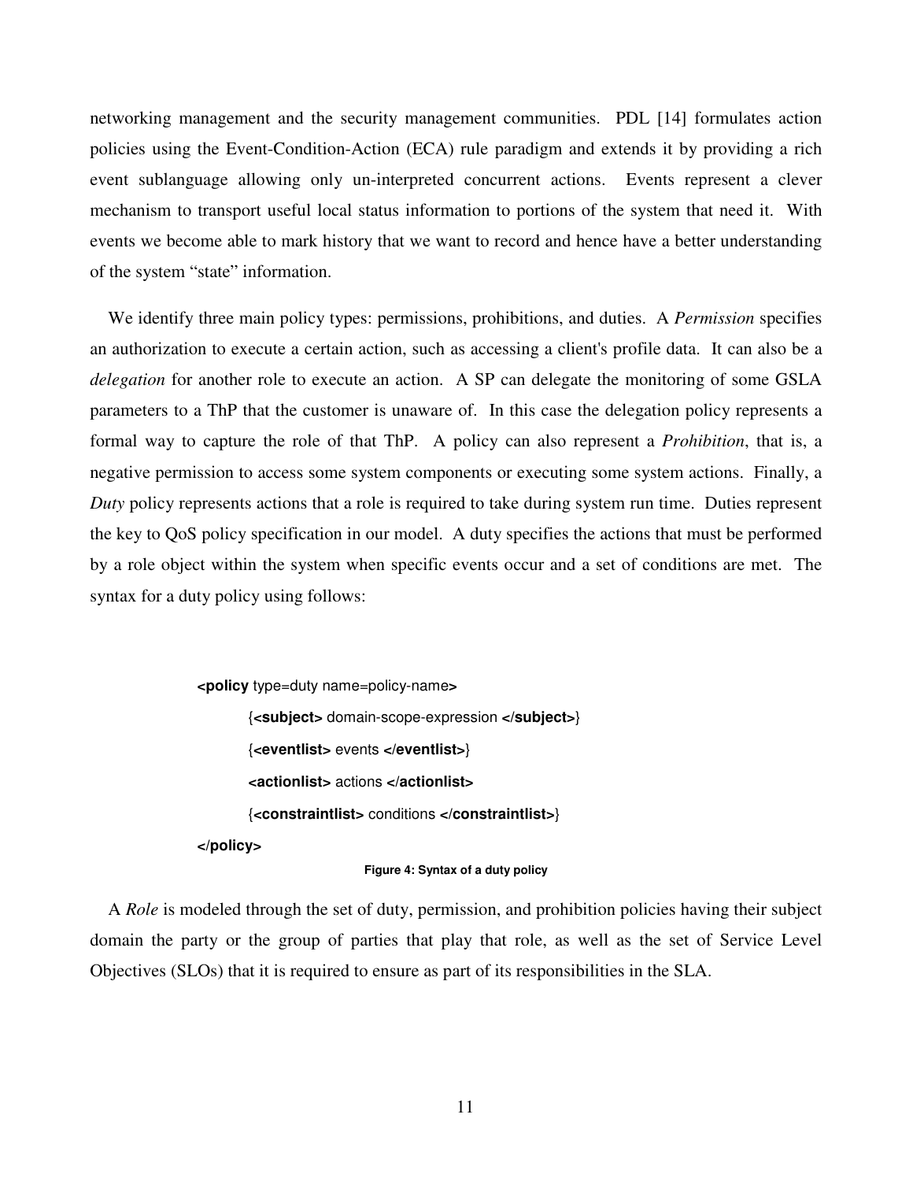networking management and the security management communities. PDL [14] formulates action policies using the Event-Condition-Action (ECA) rule paradigm and extends it by providing a rich event sublanguage allowing only un-interpreted concurrent actions. Events represent a clever mechanism to transport useful local status information to portions of the system that need it. With events we become able to mark history that we want to record and hence have a better understanding of the system "state" information.

We identify three main policy types: permissions, prohibitions, and duties. A *Permission* specifies an authorization to execute a certain action, such as accessing a client's profile data. It can also be a *delegation* for another role to execute an action. A SP can delegate the monitoring of some GSLA parameters to a ThP that the customer is unaware of. In this case the delegation policy represents a formal way to capture the role of that ThP. A policy can also represent a *Prohibition*, that is, a negative permission to access some system components or executing some system actions. Finally, a *Duty* policy represents actions that a role is required to take during system run time. Duties represent the key to QoS policy specification in our model. A duty specifies the actions that must be performed by a role object within the system when specific events occur and a set of conditions are met. The syntax for a duty policy using follows:

```
<policy type=duty name=policy-name>
        {<subject> domain-scope-expression </subject>}
        {<eventlist> events </eventlist>}
        <actionlist> actions </actionlist>
        {<constraintlist> conditions </constraintlist>}
</policy>
```

**Figure 4: Syntax of a duty policy**

A *Role* is modeled through the set of duty, permission, and prohibition policies having their subject domain the party or the group of parties that play that role, as well as the set of Service Level Objectives (SLOs) that it is required to ensure as part of its responsibilities in the SLA.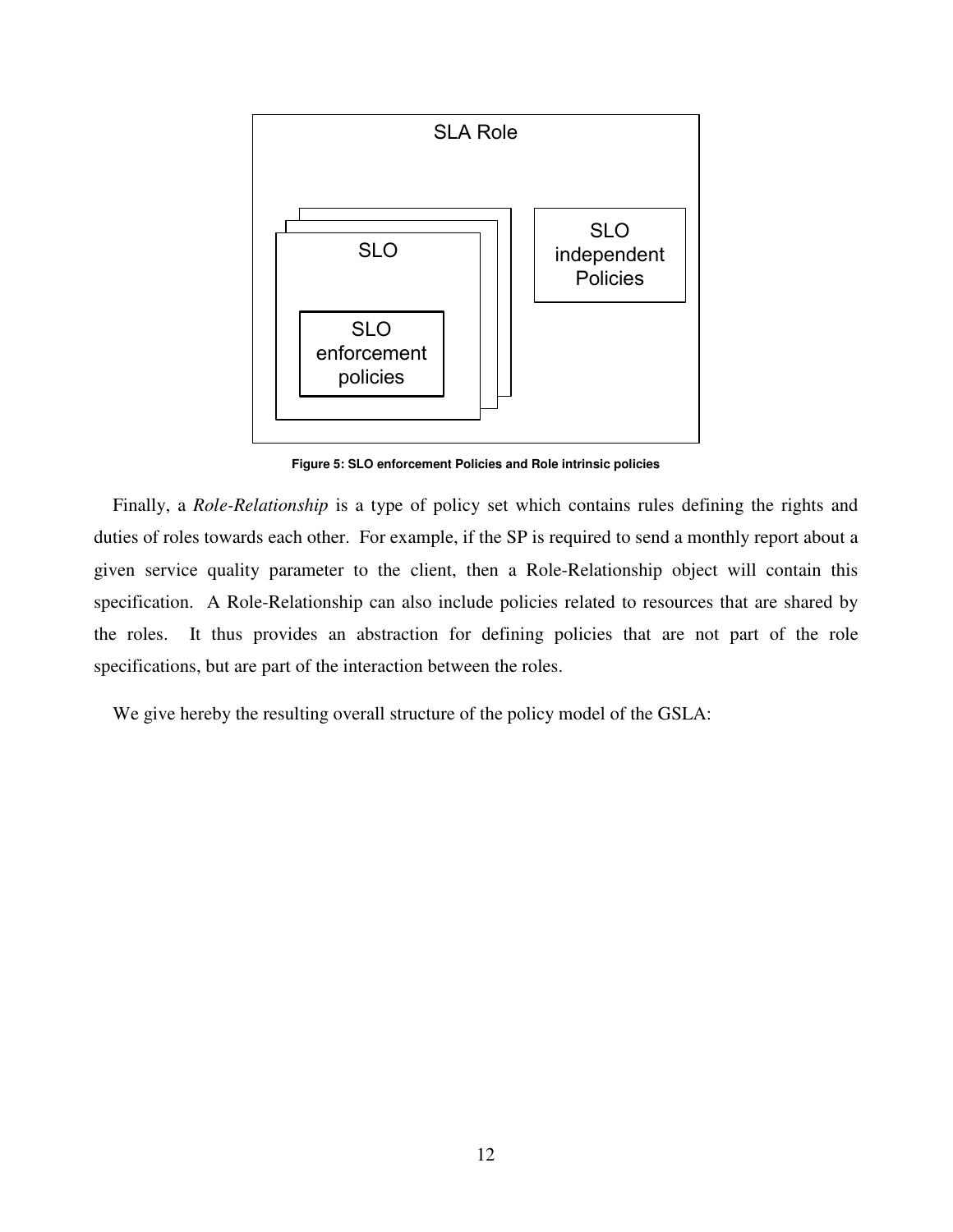Figure 5: SLO enforcement Policies and Role intrinsic policies

Finally, a *Role-Relationship* is a type of policy set which contains rules defining the rights and duties of roles towards each other. For example, if the SP is required to send a monthly report about a given service quality parameter to the client, then a Role-Relationship object will contain this specification. A Role-Relationship can also include policies related to resources that are shared by the roles. It thus provides an abstraction for defining policies that are not part of the role specifications, but are part of the interaction between the roles.

We give hereby the resulting overall structure of the policy model of the GSLA: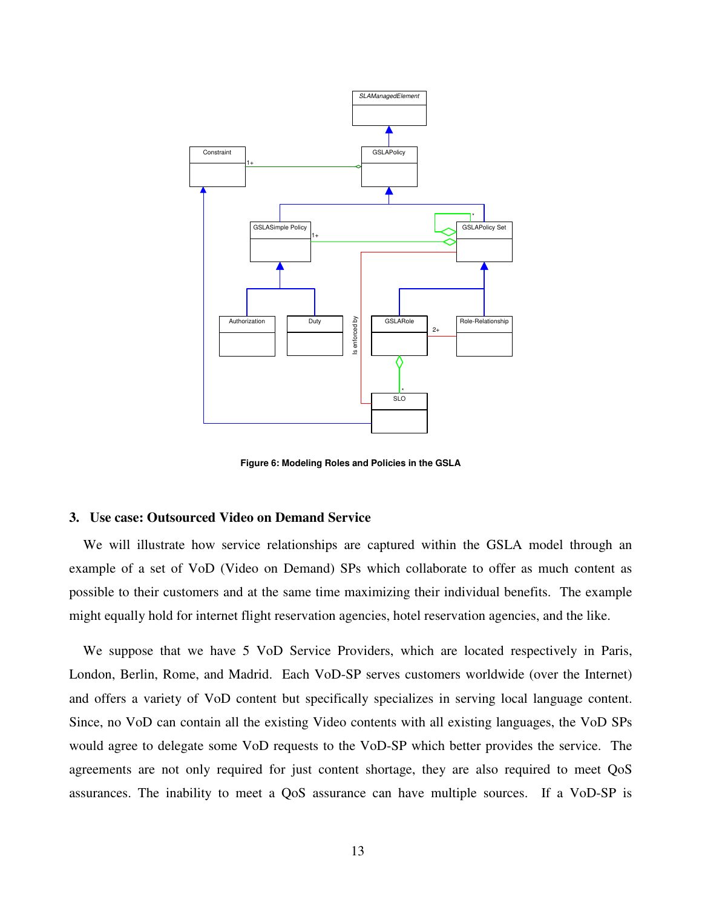**Figure 6: Modeling Roles and Policies in the GSLA**

## 3. Use case: Outsourced Video on Demand Service

We will illustrate how service relationships are captured within the GSLA model through an example of a set of VoD (Video on Demand) SPs which collaborate to offer as much content as possible to their customers and at the same time maximizing their individual benefits. The example might equally hold for internet flight reservation agencies, hotel reservation agencies, and the like.

We suppose that we have 5 VoD Service Providers, which are located respectively in Paris, London, Berlin, Rome, and Madrid. Each VoD-SP serves customers worldwide (over the Internet) and offers a variety of VoD content but specifically specializes in serving local language content. Since, no VoD can contain all the existing Video contents with all existing languages, the VoD SPs would agree to delegate some VoD requests to the VoD-SP which better provides the service. The agreements are not only required for just content shortage, they are also required to meet QoS assurances. The inability to meet a QoS assurance can have multiple sources. If a VoD-SP is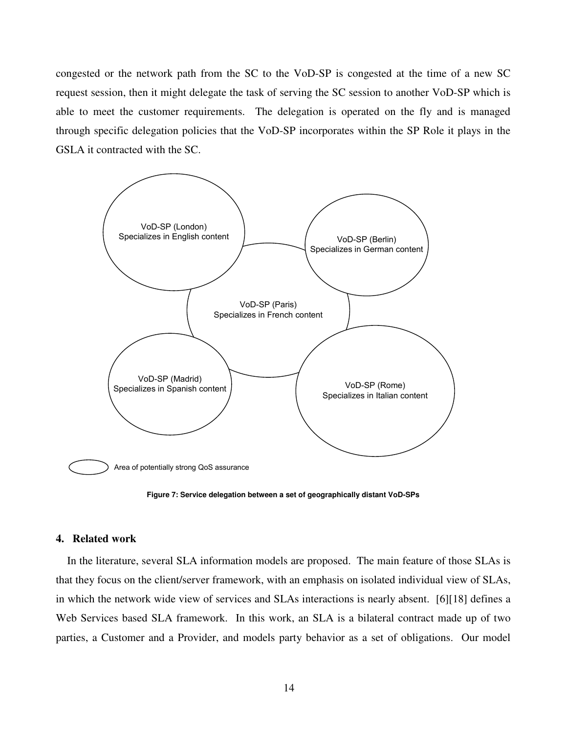congested or the network path from the SC to the VoD-SP is congested at the time of a new SC request session, then it might delegate the task of serving the SC session to another VoD-SP which is able to meet the customer requirements. The delegation is operated on the fly and is managed through specific delegation policies that the VoD-SP incorporates within the SP Role it plays in the GSLA it contracted with the SC.

VoD-SP (London)
Specializes in English content

VoD-SP (Berlin)
Specializes in German content

VoD-SP (Paris)
Specializes in French content

VoD-SP (Madrid)
Specializes in Spanish content

VoD-SP (Rome)
Specializes in Italian content

Area of potentially strong QoS assurance

**Figure 7: Service delegation between a set of geographically distant VoD-SPs**

## 4. Related work

In the literature, several SLA information models are proposed. The main feature of those SLAs is that they focus on the client/server framework, with an emphasis on isolated individual view of SLAs, in which the network wide view of services and SLAs interactions is nearly absent. [6][18] defines a Web Services based SLA framework. In this work, an SLA is a bilateral contract made up of two parties, a Customer and a Provider, and models party behavior as a set of obligations. Our model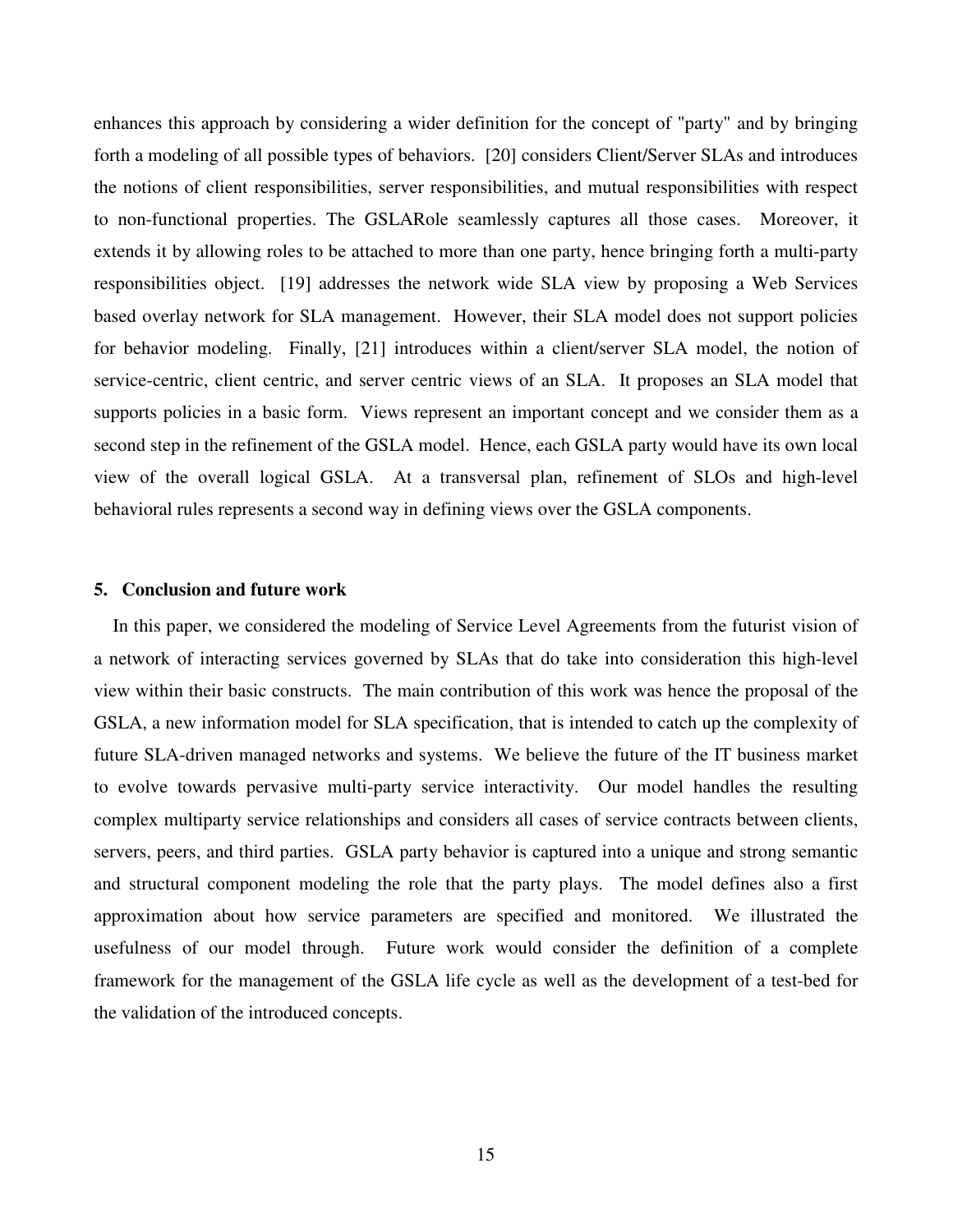enhances this approach by considering a wider definition for the concept of "party" and by bringing forth a modeling of all possible types of behaviors. [20] considers Client/Server SLAs and introduces the notions of client responsibilities, server responsibilities, and mutual responsibilities with respect to non-functional properties. The GSLARole seamlessly captures all those cases. Moreover, it extends it by allowing roles to be attached to more than one party, hence bringing forth a multi-party responsibilities object. [19] addresses the network wide SLA view by proposing a Web Services based overlay network for SLA management. However, their SLA model does not support policies for behavior modeling. Finally, [21] introduces within a client/server SLA model, the notion of service-centric, client centric, and server centric views of an SLA. It proposes an SLA model that supports policies in a basic form. Views represent an important concept and we consider them as a second step in the refinement of the GSLA model. Hence, each GSLA party would have its own local view of the overall logical GSLA. At a transversal plan, refinement of SLOs and high-level behavioral rules represents a second way in defining views over the GSLA components.

## 5. Conclusion and future work

In this paper, we considered the modeling of Service Level Agreements from the futurist vision of a network of interacting services governed by SLAs that do take into consideration this high-level view within their basic constructs. The main contribution of this work was hence the proposal of the GSLA, a new information model for SLA specification, that is intended to catch up the complexity of future SLA-driven managed networks and systems. We believe the future of the IT business market to evolve towards pervasive multi-party service interactivity. Our model handles the resulting complex multiparty service relationships and considers all cases of service contracts between clients, servers, peers, and third parties. GSLA party behavior is captured into a unique and strong semantic and structural component modeling the role that the party plays. The model defines also a first approximation about how service parameters are specified and monitored. We illustrated the usefulness of our model through. Future work would consider the definition of a complete framework for the management of the GSLA life cycle as well as the development of a test-bed for the validation of the introduced concepts.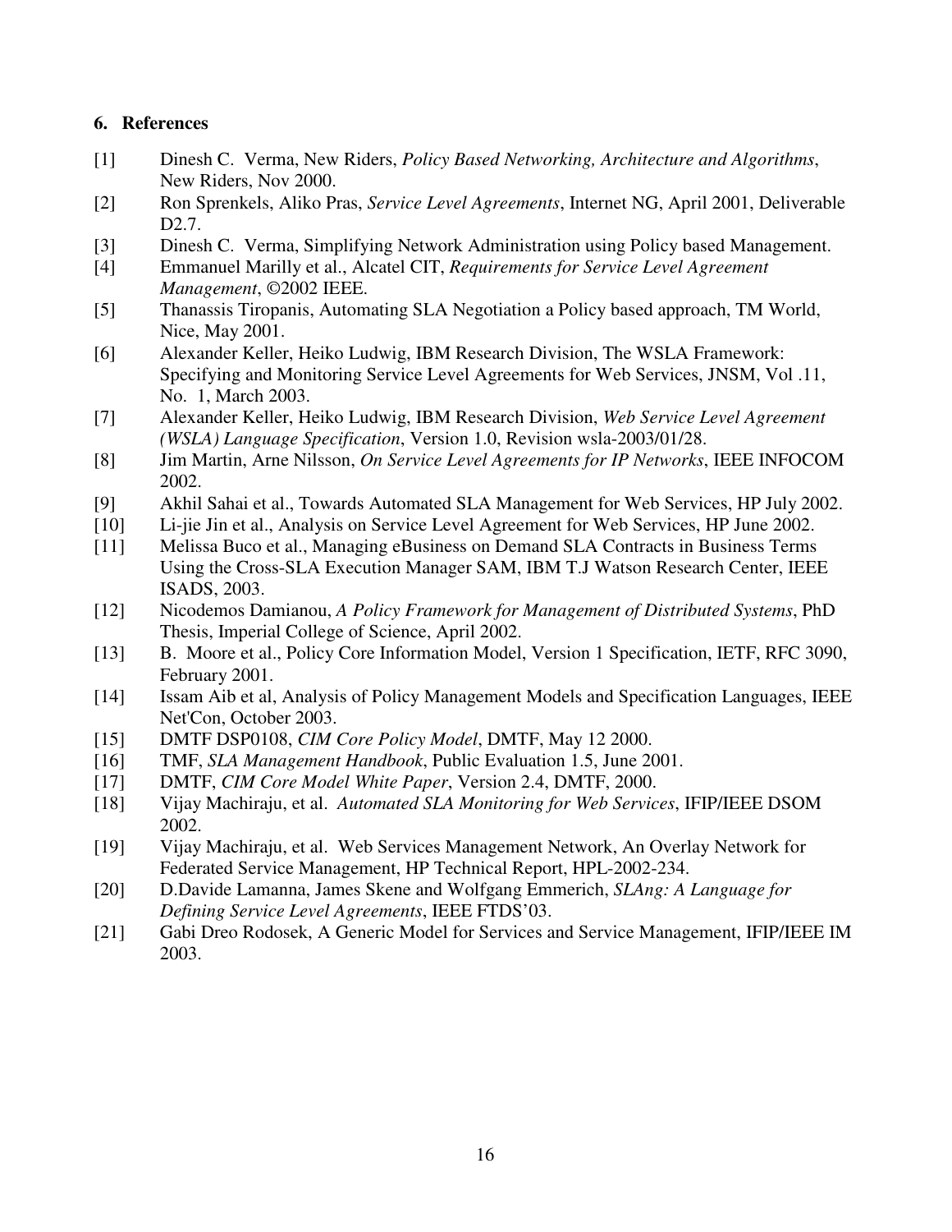## 6. References

[1] Dinesh C. Verma, New Riders, *Policy Based Networking, Architecture and Algorithms*, New Riders, Nov 2000.

[2] Ron Sprenkels, Aliko Pras, *Service Level Agreements*, Internet NG, April 2001, Deliverable D2.7.

[3] Dinesh C. Verma, Simplifying Network Administration using Policy based Management.

[4] Emmanuel Marilly et al., Alcatel CIT, *Requirements for Service Level Agreement Management*, ©2002 IEEE.

[5] Thanassis Tiropanis, Automating SLA Negotiation a Policy based approach, TM World, Nice, May 2001.

[6] Alexander Keller, Heiko Ludwig, IBM Research Division, The WSLA Framework: Specifying and Monitoring Service Level Agreements for Web Services, JNSM, Vol .11, No. 1, March 2003.

[7] Alexander Keller, Heiko Ludwig, IBM Research Division, *Web Service Level Agreement (WSLA) Language Specification*, Version 1.0, Revision wsla-2003/01/28.

[8] Jim Martin, Arne Nilsson, *On Service Level Agreements for IP Networks*, IEEE INFOCOM 2002.

[9] Akhil Sahai et al., Towards Automated SLA Management for Web Services, HP July 2002.

[10] Li-jie Jin et al., Analysis on Service Level Agreement for Web Services, HP June 2002.

[11] Melissa Buco et al., Managing eBusiness on Demand SLA Contracts in Business Terms Using the Cross-SLA Execution Manager SAM, IBM T.J Watson Research Center, IEEE ISADS, 2003.

[12] Nicodemos Damianou, *A Policy Framework for Management of Distributed Systems*, PhD Thesis, Imperial College of Science, April 2002.

[13] B. Moore et al., Policy Core Information Model, Version 1 Specification, IETF, RFC 3090, February 2001.

[14] Issam Aib et al, Analysis of Policy Management Models and Specification Languages, IEEE Net'Con, October 2003.

[15] DMTF DSP0108, *CIM Core Policy Model*, DMTF, May 12 2000.

[16] TMF, *SLA Management Handbook*, Public Evaluation 1.5, June 2001.

[17] DMTF, *CIM Core Model White Paper*, Version 2.4, DMTF, 2000.

[18] Vijay Machiraju, et al. *Automated SLA Monitoring for Web Services*, IFIP/IEEE DSOM 2002.

[19] Vijay Machiraju, et al. Web Services Management Network, An Overlay Network for Federated Service Management, HP Technical Report, HPL-2002-234.

[20] D.Davide Lamanna, James Skene and Wolfgang Emmerich, *SLAng: A Language for Defining Service Level Agreements*, IEEE FTDS'03.

[21] Gabi Dreo Rodosek, A Generic Model for Services and Service Management, IFIP/IEEE IM 2003.